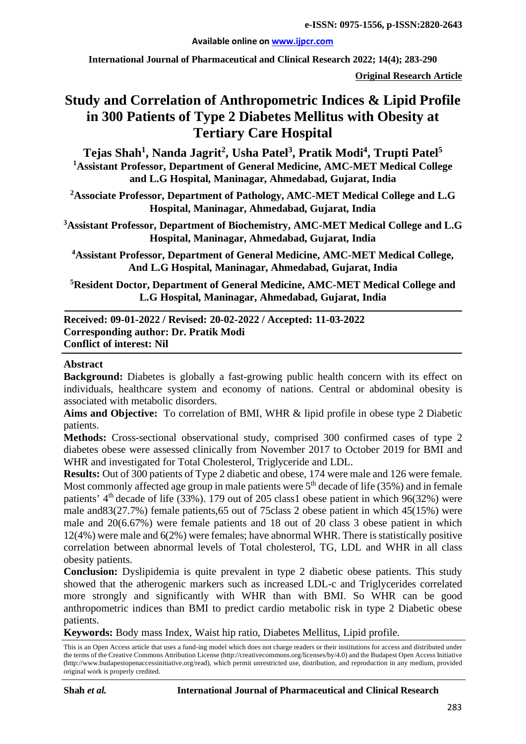**Original Research Article**

# Study and Correlation of Anthropometric Indices & Lipid Profile in 300 Patients of Type 2 Diabetes Mellitus with Obesity at Tertiary Care Hospital

**Tejas Shah[1], Nanda Jagrit[2], Usha Patel[3], Pratik Modi[4], Trupti Patel[5]**

[1]Assistant Professor, Department of General Medicine, AMC-MET Medical College and L.G Hospital, Maninagar, Ahmedabad, Gujarat, India

[2]Associate Professor, Department of Pathology, AMC-MET Medical College and L.G Hospital, Maninagar, Ahmedabad, Gujarat, India

[3]Assistant Professor, Department of Biochemistry, AMC-MET Medical College and L.G Hospital, Maninagar, Ahmedabad, Gujarat, India

[4]Assistant Professor, Department of General Medicine, AMC-MET Medical College, And L.G Hospital, Maninagar, Ahmedabad, Gujarat, India

[5]Resident Doctor, Department of General Medicine, AMC-MET Medical College and L.G Hospital, Maninagar, Ahmedabad, Gujarat, India

**Received: 09-01-2022 / Revised: 20-02-2022 / Accepted: 11-03-2022**
**Corresponding author: Dr. Pratik Modi**
**Conflict of interest: Nil**

## Abstract

**Background:** Diabetes is globally a fast-growing public health concern with its effect on individuals, healthcare system and economy of nations. Central or abdominal obesity is associated with metabolic disorders.

**Aims and Objective:** To correlation of BMI, WHR & lipid profile in obese type 2 Diabetic patients.

**Methods:** Cross-sectional observational study, comprised 300 confirmed cases of type 2 diabetes obese were assessed clinically from November 2017 to October 2019 for BMI and WHR and investigated for Total Cholesterol, Triglyceride and LDL.

**Results:** Out of 300 patients of Type 2 diabetic and obese, 174 were male and 126 were female. Most commonly affected age group in male patients were 5th decade of life (35%) and in female patients' 4th decade of life (33%). 179 out of 205 class1 obese patient in which 96(32%) were male and83(27.7%) female patients,65 out of 75class 2 obese patient in which 45(15%) were male and 20(6.67%) were female patients and 18 out of 20 class 3 obese patient in which 12(4%) were male and 6(2%) were females; have abnormal WHR. There is statistically positive correlation between abnormal levels of Total cholesterol, TG, LDL and WHR in all class obesity patients.

**Conclusion:** Dyslipidemia is quite prevalent in type 2 diabetic obese patients. This study showed that the atherogenic markers such as increased LDL-c and Triglycerides correlated more strongly and significantly with WHR than with BMI. So WHR can be good anthropometric indices than BMI to predict cardio metabolic risk in type 2 Diabetic obese patients.

**Keywords:** Body mass Index, Waist hip ratio, Diabetes Mellitus, Lipid profile.

This is an Open Access article that uses a fund-ing model which does not charge readers or their institutions for access and distributed under the terms of the Creative Commons Attribution License (http://creativecommons.org/licenses/by/4.0) and the Budapest Open Access Initiative (http://www.budapestopenaccessinitiative.org/read), which permit unrestricted use, distribution, and reproduction in any medium, provided original work is properly credited.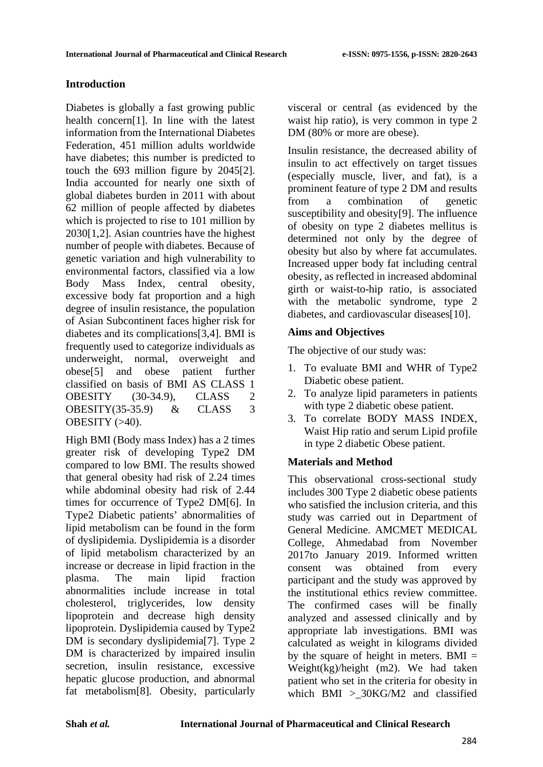## Introduction

Diabetes is globally a fast growing public health concern[1]. In line with the latest information from the International Diabetes Federation, 451 million adults worldwide have diabetes; this number is predicted to touch the 693 million figure by 2045[2]. India accounted for nearly one sixth of global diabetes burden in 2011 with about 62 million of people affected by diabetes which is projected to rise to 101 million by 2030[1,2]. Asian countries have the highest number of people with diabetes. Because of genetic variation and high vulnerability to environmental factors, classified via a low Body Mass Index, central obesity, excessive body fat proportion and a high degree of insulin resistance, the population of Asian Subcontinent faces higher risk for diabetes and its complications[3,4]. BMI is frequently used to categorize individuals as underweight, normal, overweight and obese[5] and obese patient further classified on basis of BMI AS CLASS 1 OBESITY (30-34.9), CLASS 2 OBESITY(35-35.9) & CLASS 3 OBESITY (>40).

High BMI (Body mass Index) has a 2 times greater risk of developing Type2 DM compared to low BMI. The results showed that general obesity had risk of 2.24 times while abdominal obesity had risk of 2.44 times for occurrence of Type2 DM[6]. In Type2 Diabetic patients' abnormalities of lipid metabolism can be found in the form of dyslipidemia. Dyslipidemia is a disorder of lipid metabolism characterized by an increase or decrease in lipid fraction in the plasma. The main lipid fraction abnormalities include increase in total cholesterol, triglycerides, low density lipoprotein and decrease high density lipoprotein. Dyslipidemia caused by Type2 DM is secondary dyslipidemia[7]. Type 2 DM is characterized by impaired insulin secretion, insulin resistance, excessive hepatic glucose production, and abnormal fat metabolism[8]. Obesity, particularly visceral or central (as evidenced by the waist hip ratio), is very common in type 2 DM (80% or more are obese).

Insulin resistance, the decreased ability of insulin to act effectively on target tissues (especially muscle, liver, and fat), is a prominent feature of type 2 DM and results from a combination of genetic susceptibility and obesity[9]. The influence of obesity on type 2 diabetes mellitus is determined not only by the degree of obesity but also by where fat accumulates. Increased upper body fat including central obesity, as reflected in increased abdominal girth or waist-to-hip ratio, is associated with the metabolic syndrome, type 2 diabetes, and cardiovascular diseases[10].

## Aims and Objectives

The objective of our study was:

1. To evaluate BMI and WHR of Type2 Diabetic obese patient.
2. To analyze lipid parameters in patients with type 2 diabetic obese patient.
3. To correlate BODY MASS INDEX, Waist Hip ratio and serum Lipid profile in type 2 diabetic Obese patient.

## Materials and Method

This observational cross-sectional study includes 300 Type 2 diabetic obese patients who satisfied the inclusion criteria, and this study was carried out in Department of General Medicine. AMCMET MEDICAL College, Ahmedabad from November 2017to January 2019. Informed written consent was obtained from every participant and the study was approved by the institutional ethics review committee. The confirmed cases will be finally analyzed and assessed clinically and by appropriate lab investigations. BMI was calculated as weight in kilograms divided by the square of height in meters. BMI = Weight(kg)/height (m2). We had taken patient who set in the criteria for obesity in which BMI >_30KG/M2 and classified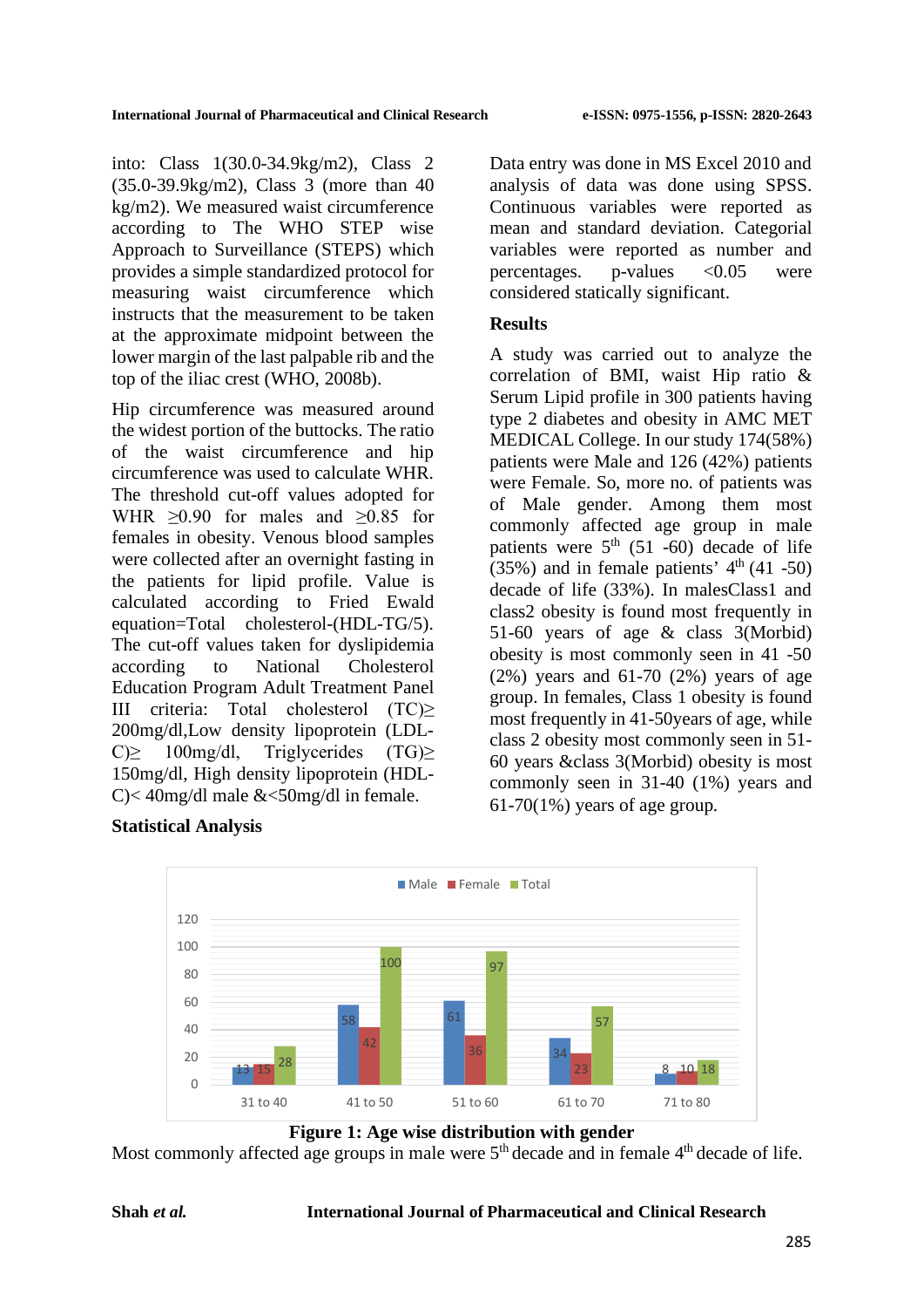into: Class 1(30.0-34.9kg/m2), Class 2 (35.0-39.9kg/m2), Class 3 (more than 40 kg/m2). We measured waist circumference according to The WHO STEP wise Approach to Surveillance (STEPS) which provides a simple standardized protocol for measuring waist circumference which instructs that the measurement to be taken at the approximate midpoint between the lower margin of the last palpable rib and the top of the iliac crest (WHO, 2008b).

Hip circumference was measured around the widest portion of the buttocks. The ratio of the waist circumference and hip circumference was used to calculate WHR. The threshold cut-off values adopted for WHR ≥0.90 for males and ≥0.85 for females in obesity. Venous blood samples were collected after an overnight fasting in the patients for lipid profile. Value is calculated according to Fried Ewald equation=Total cholesterol-(HDL-TG/5). The cut-off values taken for dyslipidemia according to National Cholesterol Education Program Adult Treatment Panel III criteria: Total cholesterol (TC)≥ 200mg/dl,Low density lipoprotein (LDL-C)≥ 100mg/dl, Triglycerides (TG)≥ 150mg/dl, High density lipoprotein (HDL-C)< 40mg/dl male &<50mg/dl in female.

**Statistical Analysis**

Data entry was done in MS Excel 2010 and analysis of data was done using SPSS. Continuous variables were reported as mean and standard deviation. Categorial variables were reported as number and percentages. p-values <0.05 were considered statically significant.

**Results**

A study was carried out to analyze the correlation of BMI, waist Hip ratio & Serum Lipid profile in 300 patients having type 2 diabetes and obesity in AMC MET MEDICAL College. In our study 174(58%) patients were Male and 126 (42%) patients were Female. So, more no. of patients was of Male gender. Among them most commonly affected age group in male patients were 5th (51 -60) decade of life (35%) and in female patients' 4th (41 -50) decade of life (33%). In malesClass1 and class2 obesity is found most frequently in 51-60 years of age & class 3(Morbid) obesity is most commonly seen in 41 -50 (2%) years and 61-70 (2%) years of age group. In females, Class 1 obesity is found most frequently in 41-50years of age, while class 2 obesity most commonly seen in 51-60 years &class 3(Morbid) obesity is most commonly seen in 31-40 (1%) years and 61-70(1%) years of age group.

| Age group | Male | Female | Total |
|---|---|---|---|
| 31 to 40 | 13 | 15 | 28 |
| 41 to 50 | 58 | 42 | 100 |
| 51 to 60 | 61 | 36 | 97 |
| 61 to 70 | 34 | 23 | 57 |
| 71 to 80 | 8 | 10 | 18 |

**Figure 1: Age wise distribution with gender**

Most commonly affected age groups in male were 5th decade and in female 4th decade of life.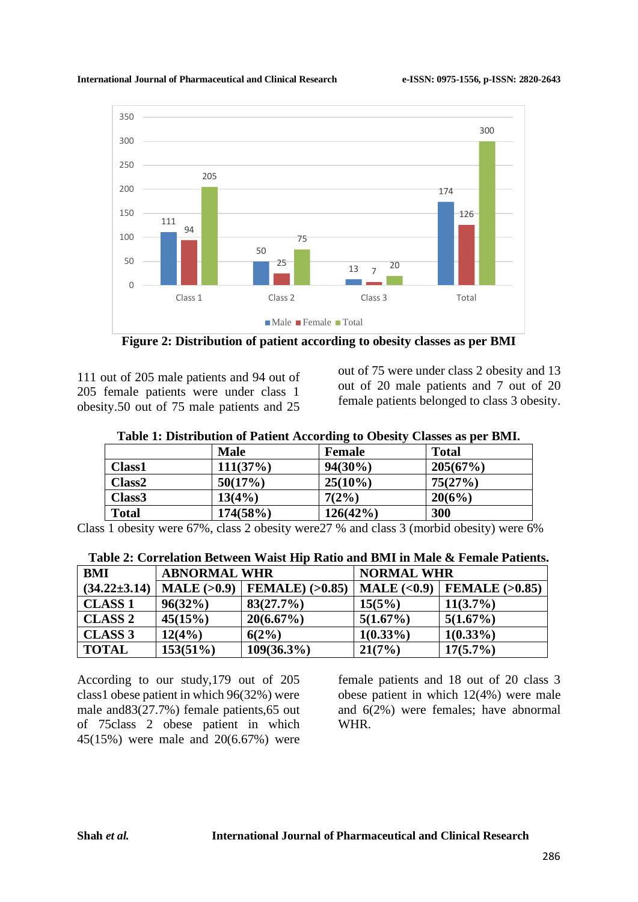Figure 2: Distribution of patient according to obesity classes as per BMI

111 out of 205 male patients and 94 out of 205 female patients were under class 1 obesity.50 out of 75 male patients and 25 out of 75 were under class 2 obesity and 13 out of 20 male patients and 7 out of 20 female patients belonged to class 3 obesity.

**Table 1: Distribution of Patient According to Obesity Classes as per BMI.**

| | Male | Female | Total |
|---|---|---|---|
| Class1 | 111(37%) | 94(30%) | 205(67%) |
| Class2 | 50(17%) | 25(10%) | 75(27%) |
| Class3 | 13(4%) | 7(2%) | 20(6%) |
| Total | 174(58%) | 126(42%) | 300 |

Class 1 obesity were 67%, class 2 obesity were27 % and class 3 (morbid obesity) were 6%

**Table 2: Correlation Between Waist Hip Ratio and BMI in Male & Female Patients.**

| BMI | ABNORMAL WHR | | NORMAL WHR | |
|---|---|---|---|---|
| (34.22±3.14) | MALE (>0.9) | FEMALE) (>0.85) | MALE (<0.9) | FEMALE (>0.85) |
| CLASS 1 | 96(32%) | 83(27.7%) | 15(5%) | 11(3.7%) |
| CLASS 2 | 45(15%) | 20(6.67%) | 5(1.67%) | 5(1.67%) |
| CLASS 3 | 12(4%) | 6(2%) | 1(0.33%) | 1(0.33%) |
| TOTAL | 153(51%) | 109(36.3%) | 21(7%) | 17(5.7%) |

According to our study,179 out of 205 class1 obese patient in which 96(32%) were male and83(27.7%) female patients,65 out of 75class 2 obese patient in which 45(15%) were male and 20(6.67%) were female patients and 18 out of 20 class 3 obese patient in which 12(4%) were male and 6(2%) were females; have abnormal WHR.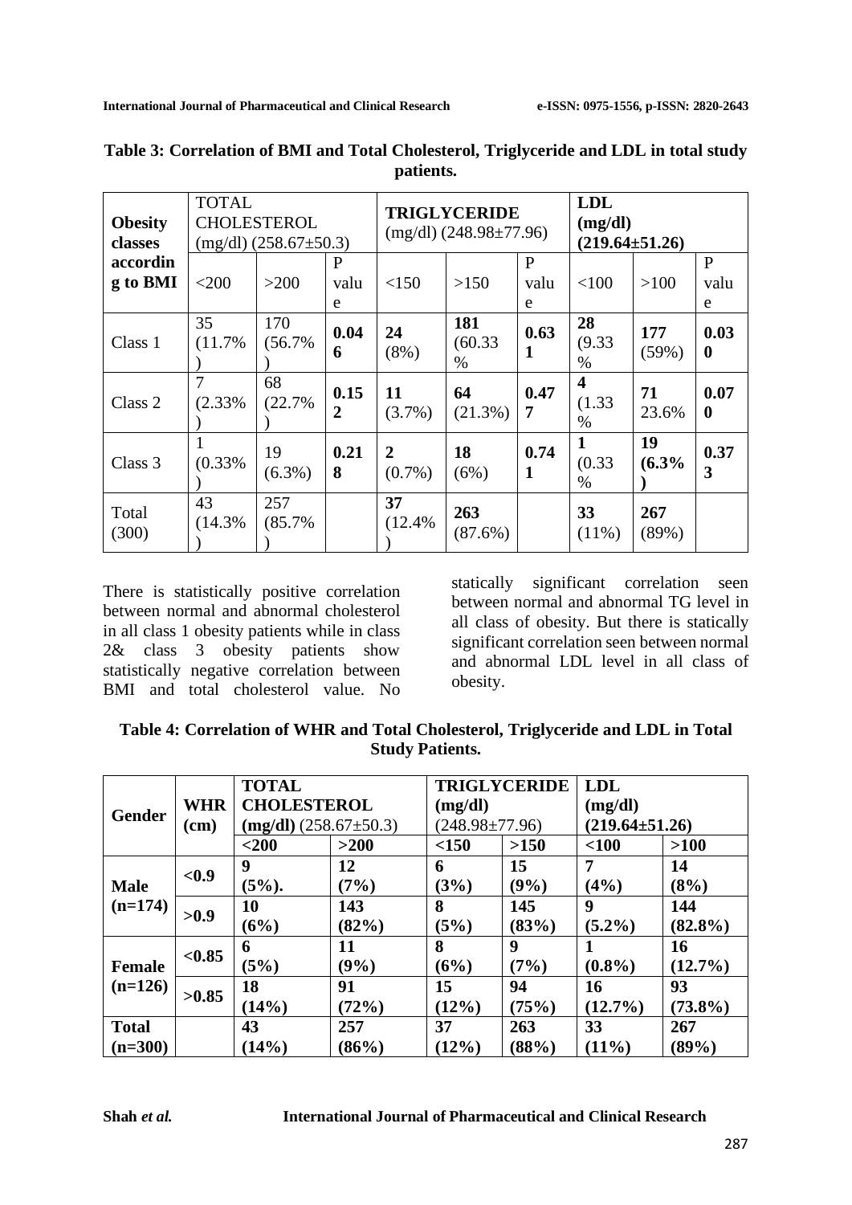**Table 3: Correlation of BMI and Total Cholesterol, Triglyceride and LDL in total study patients.**

| Obesity classes according to BMI | TOTAL CHOLESTEROL (mg/dl) (258.67±50.3) | | | **TRIGLYCERIDE** (mg/dl) (248.98±77.96) | | | **LDL (mg/dl) (219.64±51.26)** | | |
|---|---|---|---|---|---|---|---|---|---|
| | <200 | >200 | P value | <150 | >150 | P value | <100 | >100 | P value |
| Class 1 | 35 (11.7%) | 170 (56.7%) | **0.046** | **24** (8%) | **181** (60.33 %) | **0.631** | **28** (9.33 %) | **177** (59%) | **0.030** |
| Class 2 | 7 (2.33%) | 68 (22.7%) | **0.152** | **11** (3.7%) | **64** (21.3%) | **0.477** | **4** (1.33 %) | **71** 23.6% | **0.070** |
| Class 3 | 1 (0.33%) | 19 (6.3%) | **0.218** | **2** (0.7%) | **18** (6%) | **0.741** | **1** (0.33 %) | **19 (6.3%)** | **0.373** |
| Total (300) | 43 (14.3%) | 257 (85.7%) | | **37** (12.4%) | **263** (87.6%) | | **33** (11%) | **267** (89%) | |

There is statistically positive correlation between normal and abnormal cholesterol in all class 1 obesity patients while in class 2& class 3 obesity patients show statistically negative correlation between BMI and total cholesterol value. No statically significant correlation seen between normal and abnormal TG level in all class of obesity. But there is statically significant correlation seen between normal and abnormal LDL level in all class of obesity.

**Table 4: Correlation of WHR and Total Cholesterol, Triglyceride and LDL in Total Study Patients.**

| Gender | WHR (cm) | **TOTAL CHOLESTEROL (mg/dl)** (258.67±50.3) | | **TRIGLYCERIDE (mg/dl)** (248.98±77.96) | | **LDL (mg/dl) (219.64±51.26)** | |
|---|---|---|---|---|---|---|---|
| | | **<200** | **>200** | **<150** | **>150** | **<100** | **>100** |
| **Male (n=174)** | **<0.9** | **9 (5%).** | **12 (7%)** | **6 (3%)** | **15 (9%)** | **7 (4%)** | **14 (8%)** |
| | **>0.9** | **10 (6%)** | **143 (82%)** | **8 (5%)** | **145 (83%)** | **9 (5.2%)** | **144 (82.8%)** |
| **Female (n=126)** | **<0.85** | **6 (5%)** | **11 (9%)** | **8 (6%)** | **9 (7%)** | **1 (0.8%)** | **16 (12.7%)** |
| | **>0.85** | **18 (14%)** | **91 (72%)** | **15 (12%)** | **94 (75%)** | **16 (12.7%)** | **93 (73.8%)** |
| **Total (n=300)** | | **43 (14%)** | **257 (86%)** | **37 (12%)** | **263 (88%)** | **33 (11%)** | **267 (89%)** |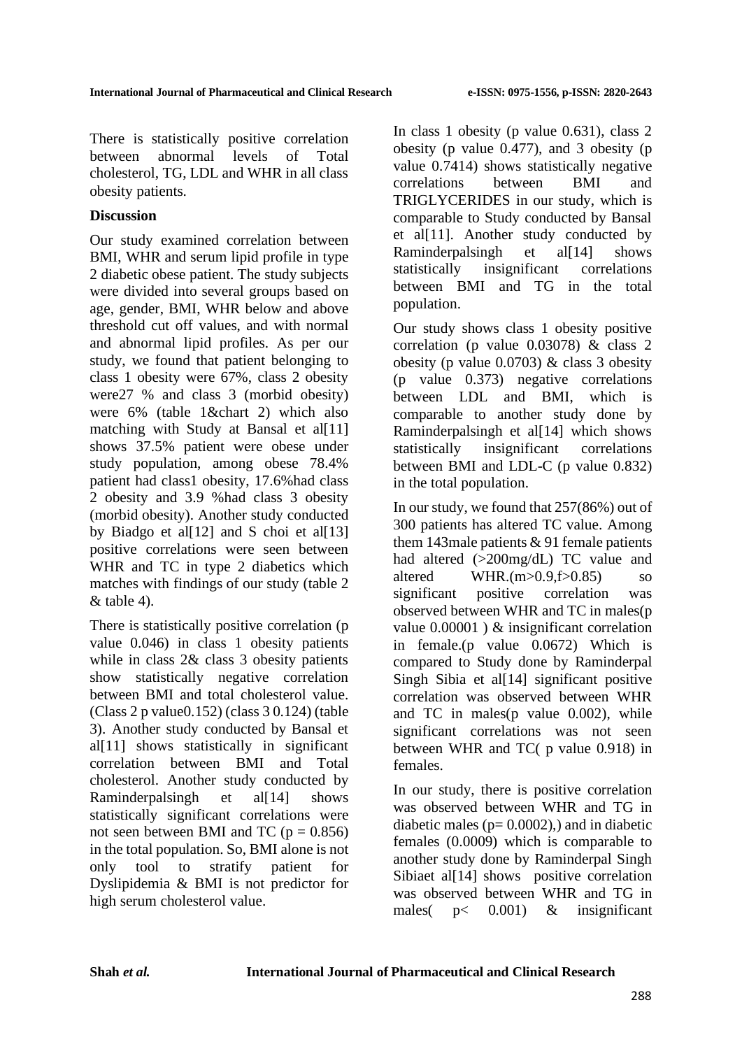There is statistically positive correlation between abnormal levels of Total cholesterol, TG, LDL and WHR in all class obesity patients.

## Discussion

Our study examined correlation between BMI, WHR and serum lipid profile in type 2 diabetic obese patient. The study subjects were divided into several groups based on age, gender, BMI, WHR below and above threshold cut off values, and with normal and abnormal lipid profiles. As per our study, we found that patient belonging to class 1 obesity were 67%, class 2 obesity were27 % and class 3 (morbid obesity) were 6% (table 1&chart 2) which also matching with Study at Bansal et al[11] shows 37.5% patient were obese under study population, among obese 78.4% patient had class1 obesity, 17.6%had class 2 obesity and 3.9 %had class 3 obesity (morbid obesity). Another study conducted by Biadgo et al[12] and S choi et al[13] positive correlations were seen between WHR and TC in type 2 diabetics which matches with findings of our study (table 2 & table 4).

There is statistically positive correlation (p value 0.046) in class 1 obesity patients while in class 2& class 3 obesity patients show statistically negative correlation between BMI and total cholesterol value. (Class 2 p value0.152) (class 3 0.124) (table 3). Another study conducted by Bansal et al[11] shows statistically in significant correlation between BMI and Total cholesterol. Another study conducted by Raminderpalsingh et al[14] shows statistically significant correlations were not seen between BMI and TC ($p = 0.856$) in the total population. So, BMI alone is not only tool to stratify patient for Dyslipidemia & BMI is not predictor for high serum cholesterol value.

In class 1 obesity (p value 0.631), class 2 obesity (p value 0.477), and 3 obesity (p value 0.7414) shows statistically negative correlations between BMI and TRIGLYCERIDES in our study, which is comparable to Study conducted by Bansal et al[11]. Another study conducted by Raminderpalsingh et al[14] shows statistically insignificant correlations between BMI and TG in the total population.

Our study shows class 1 obesity positive correlation (p value 0.03078) & class 2 obesity (p value 0.0703) & class 3 obesity (p value 0.373) negative correlations between LDL and BMI, which is comparable to another study done by Raminderpalsingh et al[14] which shows statistically insignificant correlations between BMI and LDL-C (p value 0.832) in the total population.

In our study, we found that 257(86%) out of 300 patients has altered TC value. Among them 143male patients & 91 female patients had altered (>200mg/dL) TC value and altered WHR.(m>0.9,f>0.85) so significant positive correlation was observed between WHR and TC in males(p value 0.00001 ) & insignificant correlation in female.(p value 0.0672) Which is compared to Study done by Raminderpal Singh Sibia et al[14] significant positive correlation was observed between WHR and TC in males(p value 0.002), while significant correlations was not seen between WHR and TC( p value 0.918) in females.

In our study, there is positive correlation was observed between WHR and TG in diabetic males ($p= 0.0002$),) and in diabetic females (0.0009) which is comparable to another study done by Raminderpal Singh Sibiaet al[14] shows positive correlation was observed between WHR and TG in males( $p< 0.001$) & insignificant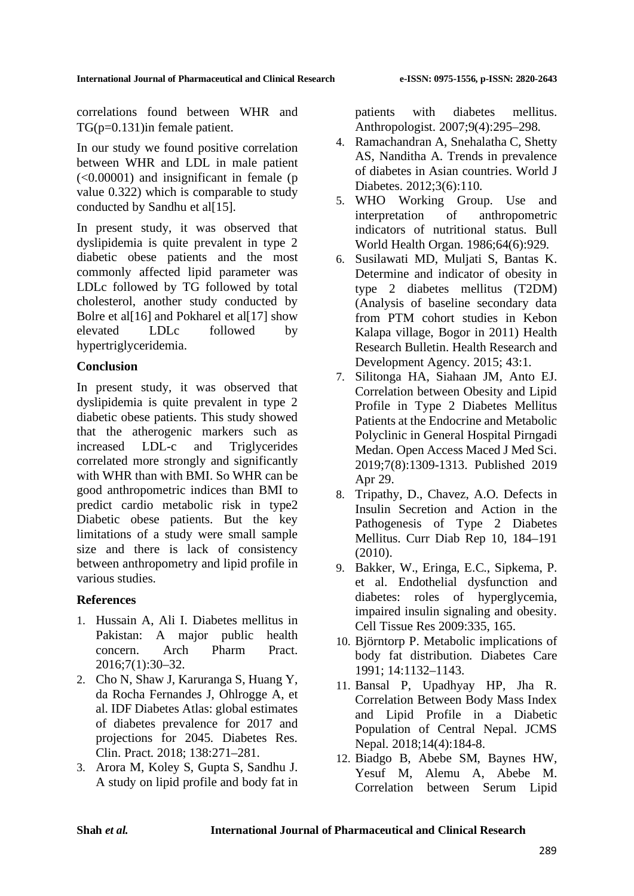correlations found between WHR and TG(p=0.131)in female patient.

In our study we found positive correlation between WHR and LDL in male patient (<0.00001) and insignificant in female (p value 0.322) which is comparable to study conducted by Sandhu et al[15].

In present study, it was observed that dyslipidemia is quite prevalent in type 2 diabetic obese patients and the most commonly affected lipid parameter was LDLc followed by TG followed by total cholesterol, another study conducted by Bolre et al[16] and Pokharel et al[17] show elevated LDLc followed by hypertriglyceridemia.

## Conclusion

In present study, it was observed that dyslipidemia is quite prevalent in type 2 diabetic obese patients. This study showed that the atherogenic markers such as increased LDL-c and Triglycerides correlated more strongly and significantly with WHR than with BMI. So WHR can be good anthropometric indices than BMI to predict cardio metabolic risk in type2 Diabetic obese patients. But the key limitations of a study were small sample size and there is lack of consistency between anthropometry and lipid profile in various studies.

## References

1. Hussain A, Ali I. Diabetes mellitus in Pakistan: A major public health concern. Arch Pharm Pract. 2016;7(1):30–32.
2. Cho N, Shaw J, Karuranga S, Huang Y, da Rocha Fernandes J, Ohlrogge A, et al. IDF Diabetes Atlas: global estimates of diabetes prevalence for 2017 and projections for 2045. Diabetes Res. Clin. Pract. 2018; 138:271–281.
3. Arora M, Koley S, Gupta S, Sandhu J. A study on lipid profile and body fat in patients with diabetes mellitus. Anthropologist. 2007;9(4):295–298.
4. Ramachandran A, Snehalatha C, Shetty AS, Nanditha A. Trends in prevalence of diabetes in Asian countries. World J Diabetes. 2012;3(6):110.
5. WHO Working Group. Use and interpretation of anthropometric indicators of nutritional status. Bull World Health Organ. 1986;64(6):929.
6. Susilawati MD, Muljati S, Bantas K. Determine and indicator of obesity in type 2 diabetes mellitus (T2DM) (Analysis of baseline secondary data from PTM cohort studies in Kebon Kalapa village, Bogor in 2011) Health Research Bulletin. Health Research and Development Agency. 2015; 43:1.
7. Silitonga HA, Siahaan JM, Anto EJ. Correlation between Obesity and Lipid Profile in Type 2 Diabetes Mellitus Patients at the Endocrine and Metabolic Polyclinic in General Hospital Pirngadi Medan. Open Access Maced J Med Sci. 2019;7(8):1309-1313. Published 2019 Apr 29.
8. Tripathy, D., Chavez, A.O. Defects in Insulin Secretion and Action in the Pathogenesis of Type 2 Diabetes Mellitus. Curr Diab Rep 10, 184–191 (2010).
9. Bakker, W., Eringa, E.C., Sipkema, P. et al. Endothelial dysfunction and diabetes: roles of hyperglycemia, impaired insulin signaling and obesity. Cell Tissue Res 2009:335, 165.
10. Björntorp P. Metabolic implications of body fat distribution. Diabetes Care 1991; 14:1132–1143.
11. Bansal P, Upadhyay HP, Jha R. Correlation Between Body Mass Index and Lipid Profile in a Diabetic Population of Central Nepal. JCMS Nepal. 2018;14(4):184-8.
12. Biadgo B, Abebe SM, Baynes HW, Yesuf M, Alemu A, Abebe M. Correlation between Serum Lipid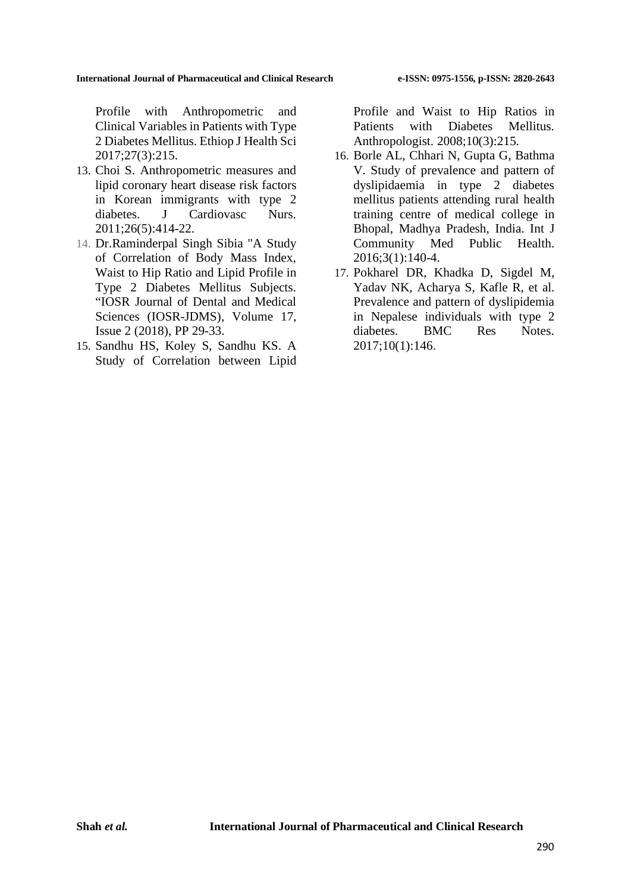Profile with Anthropometric and Clinical Variables in Patients with Type 2 Diabetes Mellitus. Ethiop J Health Sci 2017;27(3):215.

13. Choi S. Anthropometric measures and lipid coronary heart disease risk factors in Korean immigrants with type 2 diabetes. J Cardiovasc Nurs. 2011;26(5):414-22.
14. Dr.Raminderpal Singh Sibia "A Study of Correlation of Body Mass Index, Waist to Hip Ratio and Lipid Profile in Type 2 Diabetes Mellitus Subjects. "IOSR Journal of Dental and Medical Sciences (IOSR-JDMS), Volume 17, Issue 2 (2018), PP 29-33.
15. Sandhu HS, Koley S, Sandhu KS. A Study of Correlation between Lipid Profile and Waist to Hip Ratios in Patients with Diabetes Mellitus. Anthropologist. 2008;10(3):215.
16. Borle AL, Chhari N, Gupta G, Bathma V. Study of prevalence and pattern of dyslipidaemia in type 2 diabetes mellitus patients attending rural health training centre of medical college in Bhopal, Madhya Pradesh, India. Int J Community Med Public Health. 2016;3(1):140-4.
17. Pokharel DR, Khadka D, Sigdel M, Yadav NK, Acharya S, Kafle R, et al. Prevalence and pattern of dyslipidemia in Nepalese individuals with type 2 diabetes. BMC Res Notes. 2017;10(1):146.